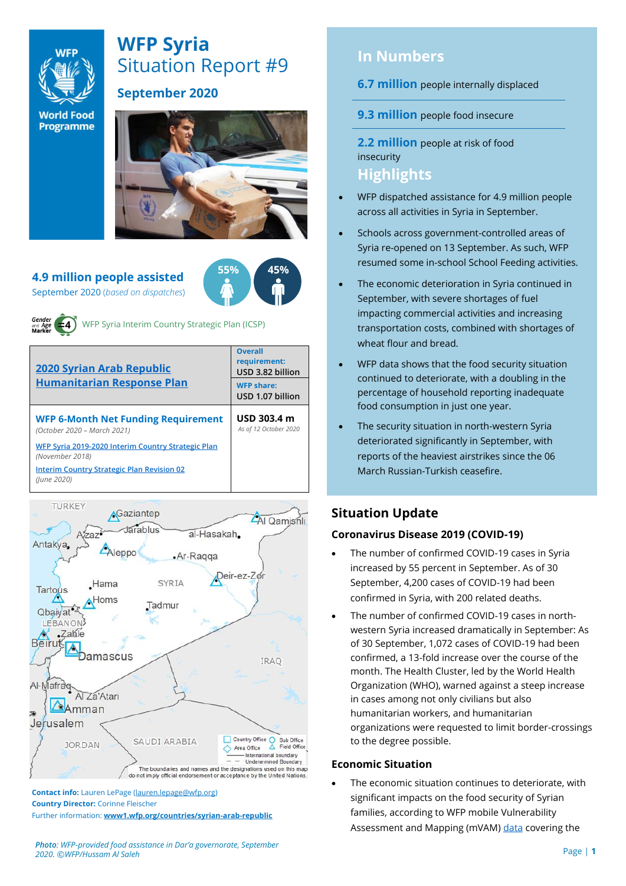# WFP Syria

## Situation Report #9

### September 2020

## 4.9 million people assisted

September 2020 (*based on dispatches*)

55% 45%

WFP Syria Interim Country Strategic Plan (ICSP)

| [2020 Syrian Arab Republic Humanitarian Response Plan](#) | **Overall requirement:** USD 3.82 billion<br>**WFP share:** USD 1.07 billion |
|---|---|
| **WFP 6-Month Net Funding Requirement**<br>*(October 2020 – March 2021)*<br>[WFP Syria 2019-2020 Interim Country Strategic Plan](#)<br>*(November 2018)*<br>[Interim Country Strategic Plan Revision 02](#)<br>*(June 2020)* | **USD 303.4 m**<br>*As of 12 October 2020* |

The boundaries and names and the designations used on this map do not imply official endorsement or acceptance by the United Nations.

**Contact info:** Lauren LePage (lauren.lepage@wfp.org)
**Country Director:** Corinne Fleischer
Further information: **www1.wfp.org/countries/syrian-arab-republic**

*Photo: WFP-provided food assistance in Dar'a governorate, September 2020. ©WFP/Hussam Al Saleh*

## In Numbers

**6.7 million** people internally displaced

**9.3 million** people food insecure

**2.2 million** people at risk of food insecurity

## Highlights

- WFP dispatched assistance for 4.9 million people across all activities in Syria in September.
- Schools across government-controlled areas of Syria re-opened on 13 September. As such, WFP resumed some in-school School Feeding activities.
- The economic deterioration in Syria continued in September, with severe shortages of fuel impacting commercial activities and increasing transportation costs, combined with shortages of wheat flour and bread.
- WFP data shows that the food security situation continued to deteriorate, with a doubling in the percentage of household reporting inadequate food consumption in just one year.
- The security situation in north-western Syria deteriorated significantly in September, with reports of the heaviest airstrikes since the 06 March Russian-Turkish ceasefire.

## Situation Update

### Coronavirus Disease 2019 (COVID-19)

- The number of confirmed COVID-19 cases in Syria increased by 55 percent in September. As of 30 September, 4,200 cases of COVID-19 had been confirmed in Syria, with 200 related deaths.
- The number of confirmed COVID-19 cases in north-western Syria increased dramatically in September: As of 30 September, 1,072 cases of COVID-19 had been confirmed, a 13-fold increase over the course of the month. The Health Cluster, led by the World Health Organization (WHO), warned against a steep increase in cases among not only civilians but also humanitarian workers, and humanitarian organizations were requested to limit border-crossings to the degree possible.

### Economic Situation

- The economic situation continues to deteriorate, with significant impacts on the food security of Syrian families, according to WFP mobile Vulnerability Assessment and Mapping (mVAM) [data](#) covering the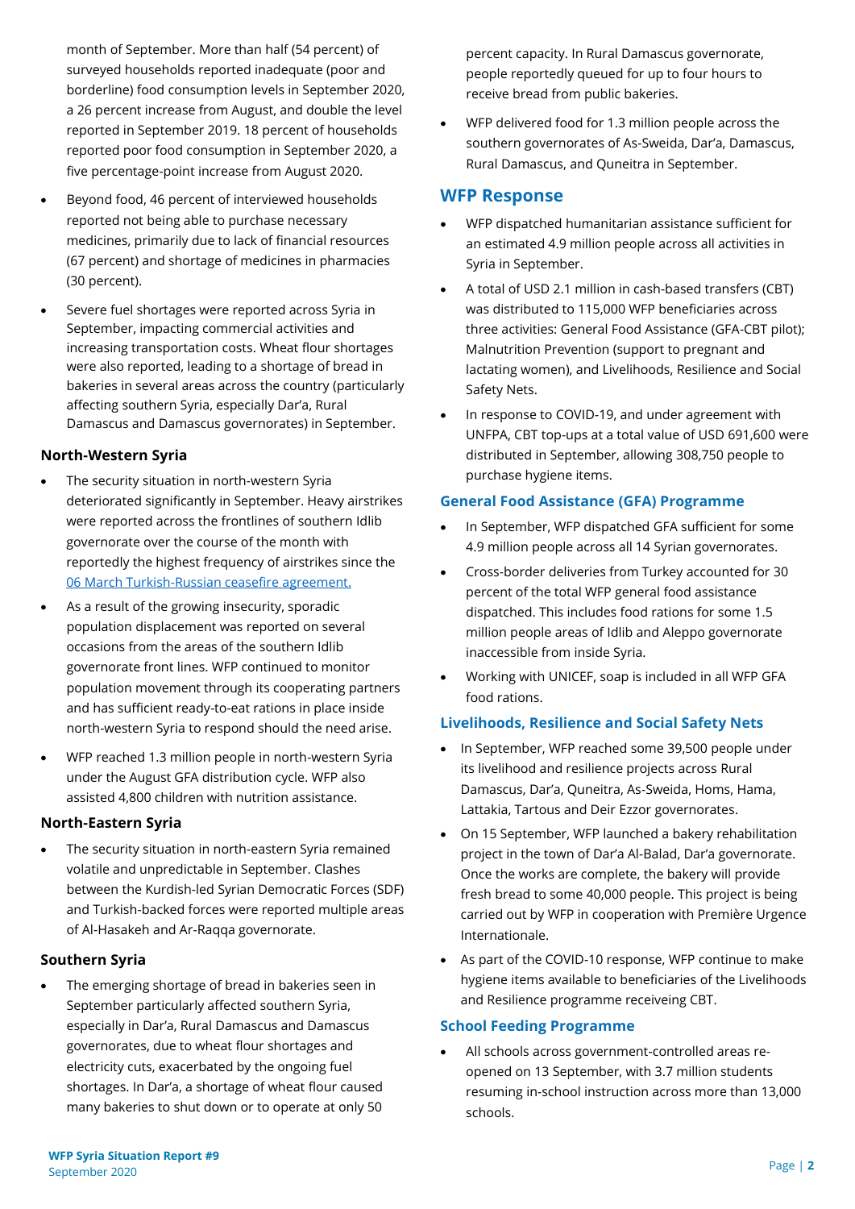month of September. More than half (54 percent) of surveyed households reported inadequate (poor and borderline) food consumption levels in September 2020, a 26 percent increase from August, and double the level reported in September 2019. 18 percent of households reported poor food consumption in September 2020, a five percentage-point increase from August 2020.

- Beyond food, 46 percent of interviewed households reported not being able to purchase necessary medicines, primarily due to lack of financial resources (67 percent) and shortage of medicines in pharmacies (30 percent).
- Severe fuel shortages were reported across Syria in September, impacting commercial activities and increasing transportation costs. Wheat flour shortages were also reported, leading to a shortage of bread in bakeries in several areas across the country (particularly affecting southern Syria, especially Dar'a, Rural Damascus and Damascus governorates) in September.

### North-Western Syria

- The security situation in north-western Syria deteriorated significantly in September. Heavy airstrikes were reported across the frontlines of southern Idlib governorate over the course of the month with reportedly the highest frequency of airstrikes since the 06 March Turkish-Russian ceasefire agreement.
- As a result of the growing insecurity, sporadic population displacement was reported on several occasions from the areas of the southern Idlib governorate front lines. WFP continued to monitor population movement through its cooperating partners and has sufficient ready-to-eat rations in place inside north-western Syria to respond should the need arise.
- WFP reached 1.3 million people in north-western Syria under the August GFA distribution cycle. WFP also assisted 4,800 children with nutrition assistance.

### North-Eastern Syria

- The security situation in north-eastern Syria remained volatile and unpredictable in September. Clashes between the Kurdish-led Syrian Democratic Forces (SDF) and Turkish-backed forces were reported multiple areas of Al-Hasakeh and Ar-Raqqa governorate.

### Southern Syria

- The emerging shortage of bread in bakeries seen in September particularly affected southern Syria, especially in Dar'a, Rural Damascus and Damascus governorates, due to wheat flour shortages and electricity cuts, exacerbated by the ongoing fuel shortages. In Dar'a, a shortage of wheat flour caused many bakeries to shut down or to operate at only 50 percent capacity. In Rural Damascus governorate, people reportedly queued for up to four hours to receive bread from public bakeries.
- WFP delivered food for 1.3 million people across the southern governorates of As-Sweida, Dar'a, Damascus, Rural Damascus, and Quneitra in September.

## WFP Response

- WFP dispatched humanitarian assistance sufficient for an estimated 4.9 million people across all activities in Syria in September.
- A total of USD 2.1 million in cash-based transfers (CBT) was distributed to 115,000 WFP beneficiaries across three activities: General Food Assistance (GFA-CBT pilot); Malnutrition Prevention (support to pregnant and lactating women), and Livelihoods, Resilience and Social Safety Nets.
- In response to COVID-19, and under agreement with UNFPA, CBT top-ups at a total value of USD 691,600 were distributed in September, allowing 308,750 people to purchase hygiene items.

### General Food Assistance (GFA) Programme

- In September, WFP dispatched GFA sufficient for some 4.9 million people across all 14 Syrian governorates.
- Cross-border deliveries from Turkey accounted for 30 percent of the total WFP general food assistance dispatched. This includes food rations for some 1.5 million people areas of Idlib and Aleppo governorate inaccessible from inside Syria.
- Working with UNICEF, soap is included in all WFP GFA food rations.

### Livelihoods, Resilience and Social Safety Nets

- In September, WFP reached some 39,500 people under its livelihood and resilience projects across Rural Damascus, Dar'a, Quneitra, As-Sweida, Homs, Hama, Lattakia, Tartous and Deir Ezzor governorates.
- On 15 September, WFP launched a bakery rehabilitation project in the town of Dar'a Al-Balad, Dar'a governorate. Once the works are complete, the bakery will provide fresh bread to some 40,000 people. This project is being carried out by WFP in cooperation with Première Urgence Internationale.
- As part of the COVID-10 response, WFP continue to make hygiene items available to beneficiaries of the Livelihoods and Resilience programme receiveing CBT.

### School Feeding Programme

- All schools across government-controlled areas re-opened on 13 September, with 3.7 million students resuming in-school instruction across more than 13,000 schools.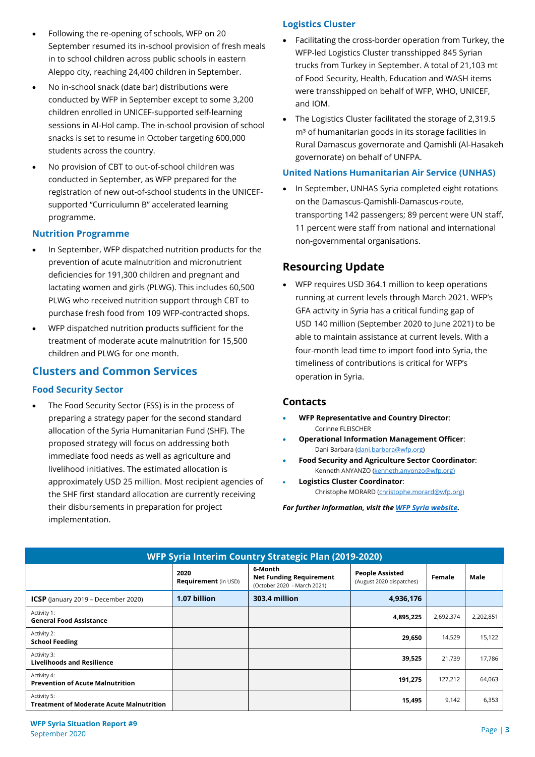- Following the re-opening of schools, WFP on 20 September resumed its in-school provision of fresh meals in to school children across public schools in eastern Aleppo city, reaching 24,400 children in September.
- No in-school snack (date bar) distributions were conducted by WFP in September except to some 3,200 children enrolled in UNICEF-supported self-learning sessions in Al-Hol camp. The in-school provision of school snacks is set to resume in October targeting 600,000 students across the country.
- No provision of CBT to out-of-school children was conducted in September, as WFP prepared for the registration of new out-of-school students in the UNICEF-supported "Curriculumn B" accelerated learning programme.

### Nutrition Programme

- In September, WFP dispatched nutrition products for the prevention of acute malnutrition and micronutrient deficiencies for 191,300 children and pregnant and lactating women and girls (PLWG). This includes 60,500 PLWG who received nutrition support through CBT to purchase fresh food from 109 WFP-contracted shops.
- WFP dispatched nutrition products sufficient for the treatment of moderate acute malnutrition for 15,500 children and PLWG for one month.

## Clusters and Common Services

### Food Security Sector

- The Food Security Sector (FSS) is in the process of preparing a strategy paper for the second standard allocation of the Syria Humanitarian Fund (SHF). The proposed strategy will focus on addressing both immediate food needs as well as agriculture and livelihood initiatives. The estimated allocation is approximately USD 25 million. Most recipient agencies of the SHF first standard allocation are currently receiving their disbursements in preparation for project implementation.

### Logistics Cluster

- Facilitating the cross-border operation from Turkey, the WFP-led Logistics Cluster transshipped 845 Syrian trucks from Turkey in September. A total of 21,103 mt of Food Security, Health, Education and WASH items were transshipped on behalf of WFP, WHO, UNICEF, and IOM.
- The Logistics Cluster facilitated the storage of 2,319.5 $m^3$ of humanitarian goods in its storage facilities in Rural Damascus governorate and Qamishli (Al-Hasakeh governorate) on behalf of UNFPA.

### United Nations Humanitarian Air Service (UNHAS)

- In September, UNHAS Syria completed eight rotations on the Damascus-Qamishli-Damascus-route, transporting 142 passengers; 89 percent were UN staff, 11 percent were staff from national and international non-governmental organisations.

## Resourcing Update

- WFP requires USD 364.1 million to keep operations running at current levels through March 2021. WFP's GFA activity in Syria has a critical funding gap of USD 140 million (September 2020 to June 2021) to be able to maintain assistance at current levels. With a four-month lead time to import food into Syria, the timeliness of contributions is critical for WFP's operation in Syria.

## Contacts

- **WFP Representative and Country Director**: Corinne FLEISCHER
- **Operational Information Management Officer**: Dani Barbara (dani.barbara@wfp.org)
- **Food Security and Agriculture Sector Coordinator**: Kenneth ANYANZO (kenneth.anyonzo@wfp.org)
- **Logistics Cluster Coordinator**: Christophe MORARD (christophe.morard@wfp.org)

***For further information, visit the WFP Syria website.***

| WFP Syria Interim Country Strategic Plan (2019-2020) | | | | | |
|---|---|---|---|---|---|
| | **2020 Requirement** (in USD) | **6-Month Net Funding Requirement** (October 2020 - March 2021) | **People Assisted** (August 2020 dispatches) | **Female** | **Male** |
| **ICSP** (January 2019 – December 2020) | **1.07 billion** | **303.4 million** | **4,936,176** | | |
| Activity 1: **General Food Assistance** | | | **4,895,225** | 2,692,374 | 2,202,851 |
| Activity 2: **School Feeding** | | | **29,650** | 14,529 | 15,122 |
| Activity 3: **Livelihoods and Resilience** | | | **39,525** | 21,739 | 17,786 |
| Activity 4: **Prevention of Acute Malnutrition** | | | **191,275** | 127,212 | 64,063 |
| Activity 5: **Treatment of Moderate Acute Malnutrition** | | | **15,495** | 9,142 | 6,353 |